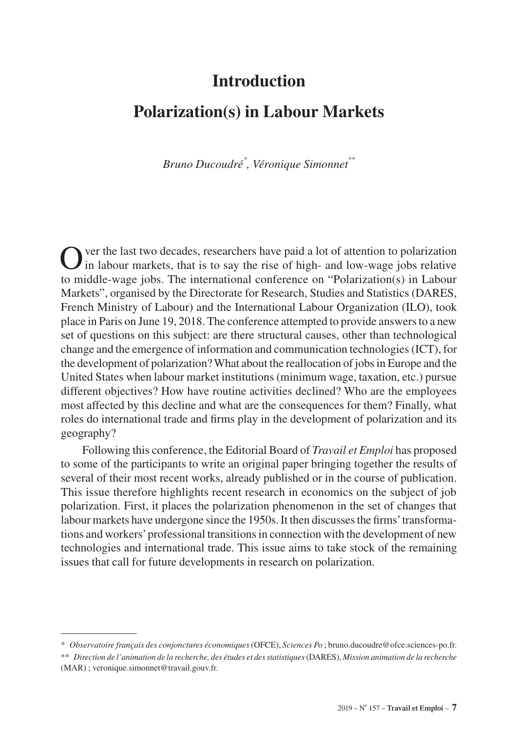# Introduction

# Polarization(s) in Labour Markets

*Bruno Ducoudré*[*]*, Véronique Simonnet*[**]

Over the last two decades, researchers have paid a lot of attention to polarization in labour markets, that is to say the rise of high- and low-wage jobs relative to middle-wage jobs. The international conference on "Polarization(s) in Labour Markets", organised by the Directorate for Research, Studies and Statistics (DARES, French Ministry of Labour) and the International Labour Organization (ILO), took place in Paris on June 19, 2018. The conference attempted to provide answers to a new set of questions on this subject: are there structural causes, other than technological change and the emergence of information and communication technologies (ICT), for the development of polarization? What about the reallocation of jobs in Europe and the United States when labour market institutions (minimum wage, taxation, etc.) pursue different objectives? How have routine activities declined? Who are the employees most affected by this decline and what are the consequences for them? Finally, what roles do international trade and firms play in the development of polarization and its geography?

Following this conference, the Editorial Board of *Travail et Emploi* has proposed to some of the participants to write an original paper bringing together the results of several of their most recent works, already published or in the course of publication. This issue therefore highlights recent research in economics on the subject of job polarization. First, it places the polarization phenomenon in the set of changes that labour markets have undergone since the 1950s. It then discusses the firms' transformations and workers' professional transitions in connection with the development of new technologies and international trade. This issue aims to take stock of the remaining issues that call for future developments in research on polarization.

---

[*] *Observatoire français des conjonctures économiques* (OFCE), *Sciences Po* ; bruno.ducoudre@ofce.sciences-po.fr.

[**] *Direction de l'animation de la recherche, des études et des statistiques* (DARES), *Mission animation de la recherche* (MAR) ; veronique.simonnet@travail.gouv.fr.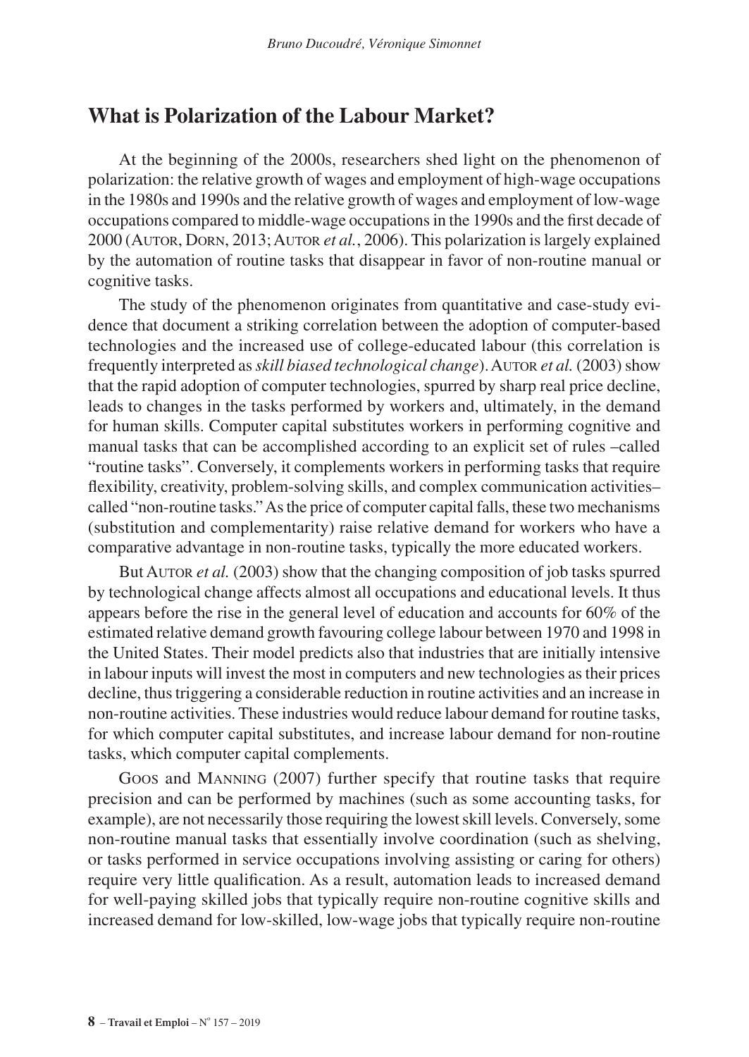## What is Polarization of the Labour Market?

At the beginning of the 2000s, researchers shed light on the phenomenon of polarization: the relative growth of wages and employment of high-wage occupations in the 1980s and 1990s and the relative growth of wages and employment of low-wage occupations compared to middle-wage occupations in the 1990s and the first decade of 2000 (Autor, Dorn, 2013; Autor *et al.*, 2006). This polarization is largely explained by the automation of routine tasks that disappear in favor of non-routine manual or cognitive tasks.

The study of the phenomenon originates from quantitative and case-study evidence that document a striking correlation between the adoption of computer-based technologies and the increased use of college-educated labour (this correlation is frequently interpreted as *skill biased technological change*). Autor *et al.* (2003) show that the rapid adoption of computer technologies, spurred by sharp real price decline, leads to changes in the tasks performed by workers and, ultimately, in the demand for human skills. Computer capital substitutes workers in performing cognitive and manual tasks that can be accomplished according to an explicit set of rules –called "routine tasks". Conversely, it complements workers in performing tasks that require flexibility, creativity, problem-solving skills, and complex communication activities– called "non-routine tasks." As the price of computer capital falls, these two mechanisms (substitution and complementarity) raise relative demand for workers who have a comparative advantage in non-routine tasks, typically the more educated workers.

But Autor *et al.* (2003) show that the changing composition of job tasks spurred by technological change affects almost all occupations and educational levels. It thus appears before the rise in the general level of education and accounts for 60% of the estimated relative demand growth favouring college labour between 1970 and 1998 in the United States. Their model predicts also that industries that are initially intensive in labour inputs will invest the most in computers and new technologies as their prices decline, thus triggering a considerable reduction in routine activities and an increase in non-routine activities. These industries would reduce labour demand for routine tasks, for which computer capital substitutes, and increase labour demand for non-routine tasks, which computer capital complements.

Goos and Manning (2007) further specify that routine tasks that require precision and can be performed by machines (such as some accounting tasks, for example), are not necessarily those requiring the lowest skill levels. Conversely, some non-routine manual tasks that essentially involve coordination (such as shelving, or tasks performed in service occupations involving assisting or caring for others) require very little qualification. As a result, automation leads to increased demand for well-paying skilled jobs that typically require non-routine cognitive skills and increased demand for low-skilled, low-wage jobs that typically require non-routine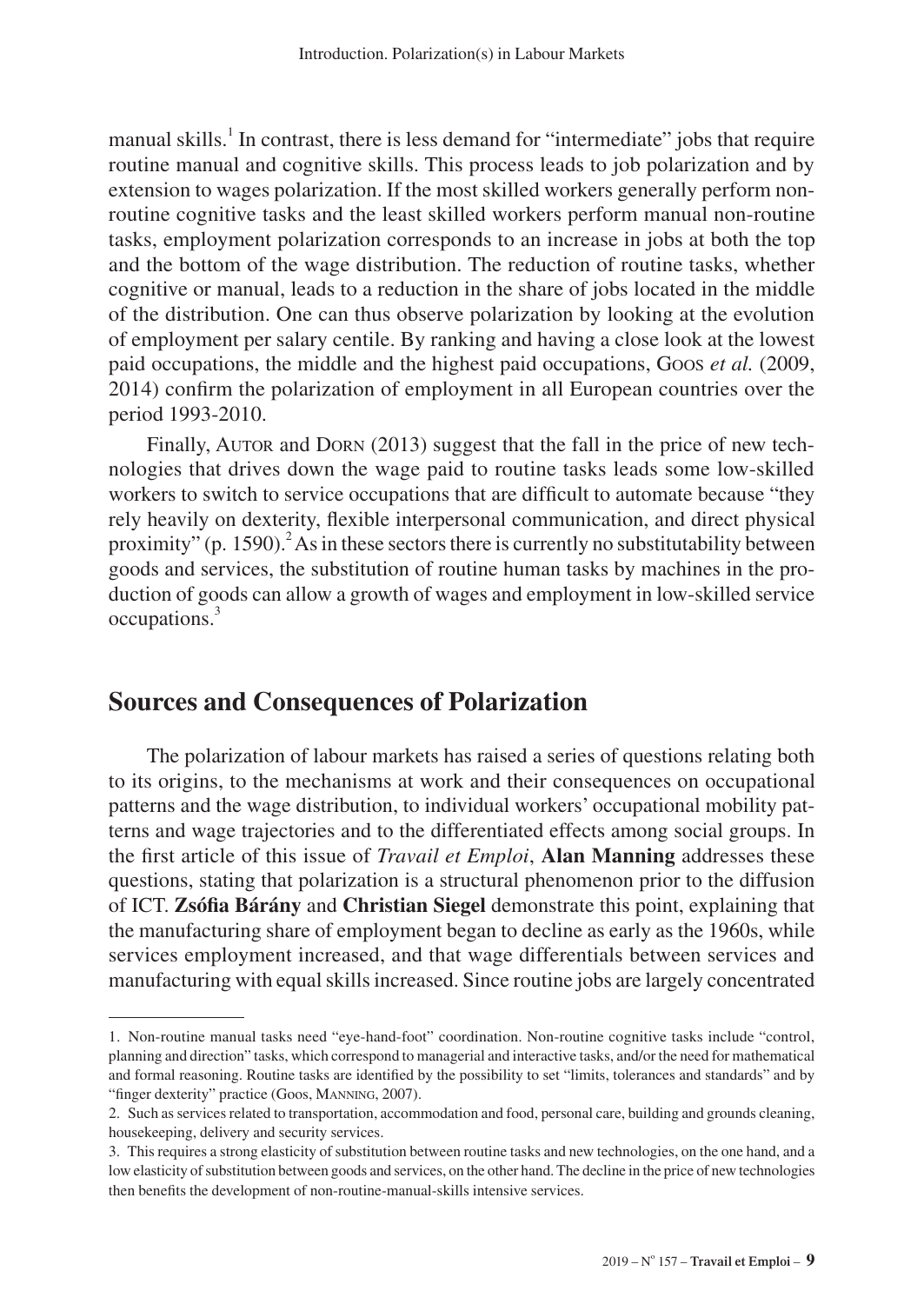manual skills.[1] In contrast, there is less demand for "intermediate" jobs that require routine manual and cognitive skills. This process leads to job polarization and by extension to wages polarization. If the most skilled workers generally perform non-routine cognitive tasks and the least skilled workers perform manual non-routine tasks, employment polarization corresponds to an increase in jobs at both the top and the bottom of the wage distribution. The reduction of routine tasks, whether cognitive or manual, leads to a reduction in the share of jobs located in the middle of the distribution. One can thus observe polarization by looking at the evolution of employment per salary centile. By ranking and having a close look at the lowest paid occupations, the middle and the highest paid occupations, Goos *et al.* (2009, 2014) confirm the polarization of employment in all European countries over the period 1993-2010.

Finally, Autor and Dorn (2013) suggest that the fall in the price of new technologies that drives down the wage paid to routine tasks leads some low-skilled workers to switch to service occupations that are difficult to automate because "they rely heavily on dexterity, flexible interpersonal communication, and direct physical proximity" (p. 1590).[2] As in these sectors there is currently no substitutability between goods and services, the substitution of routine human tasks by machines in the production of goods can allow a growth of wages and employment in low-skilled service occupations.[3]

## Sources and Consequences of Polarization

The polarization of labour markets has raised a series of questions relating both to its origins, to the mechanisms at work and their consequences on occupational patterns and the wage distribution, to individual workers' occupational mobility patterns and wage trajectories and to the differentiated effects among social groups. In the first article of this issue of *Travail et Emploi*, **Alan Manning** addresses these questions, stating that polarization is a structural phenomenon prior to the diffusion of ICT. **Zsófia Bárány** and **Christian Siegel** demonstrate this point, explaining that the manufacturing share of employment began to decline as early as the 1960s, while services employment increased, and that wage differentials between services and manufacturing with equal skills increased. Since routine jobs are largely concentrated

---

1. Non-routine manual tasks need "eye-hand-foot" coordination. Non-routine cognitive tasks include "control, planning and direction" tasks, which correspond to managerial and interactive tasks, and/or the need for mathematical and formal reasoning. Routine tasks are identified by the possibility to set "limits, tolerances and standards" and by "finger dexterity" practice (Goos, Manning, 2007).

2. Such as services related to transportation, accommodation and food, personal care, building and grounds cleaning, housekeeping, delivery and security services.

3. This requires a strong elasticity of substitution between routine tasks and new technologies, on the one hand, and a low elasticity of substitution between goods and services, on the other hand. The decline in the price of new technologies then benefits the development of non-routine-manual-skills intensive services.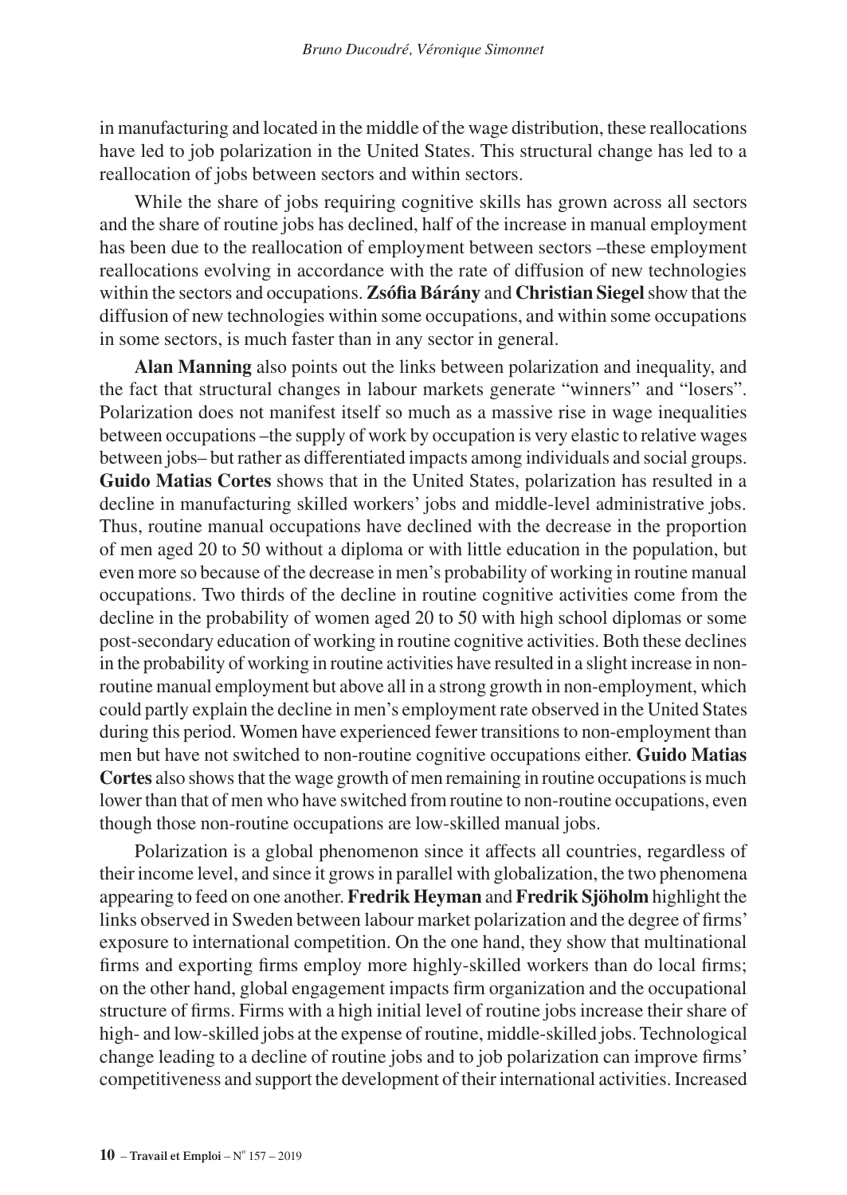in manufacturing and located in the middle of the wage distribution, these reallocations have led to job polarization in the United States. This structural change has led to a reallocation of jobs between sectors and within sectors.

While the share of jobs requiring cognitive skills has grown across all sectors and the share of routine jobs has declined, half of the increase in manual employment has been due to the reallocation of employment between sectors –these employment reallocations evolving in accordance with the rate of diffusion of new technologies within the sectors and occupations. **Zsófia Bárány** and **Christian Siegel** show that the diffusion of new technologies within some occupations, and within some occupations in some sectors, is much faster than in any sector in general.

**Alan Manning** also points out the links between polarization and inequality, and the fact that structural changes in labour markets generate "winners" and "losers". Polarization does not manifest itself so much as a massive rise in wage inequalities between occupations –the supply of work by occupation is very elastic to relative wages between jobs– but rather as differentiated impacts among individuals and social groups. **Guido Matias Cortes** shows that in the United States, polarization has resulted in a decline in manufacturing skilled workers' jobs and middle-level administrative jobs. Thus, routine manual occupations have declined with the decrease in the proportion of men aged 20 to 50 without a diploma or with little education in the population, but even more so because of the decrease in men's probability of working in routine manual occupations. Two thirds of the decline in routine cognitive activities come from the decline in the probability of women aged 20 to 50 with high school diplomas or some post-secondary education of working in routine cognitive activities. Both these declines in the probability of working in routine activities have resulted in a slight increase in non-routine manual employment but above all in a strong growth in non-employment, which could partly explain the decline in men's employment rate observed in the United States during this period. Women have experienced fewer transitions to non-employment than men but have not switched to non-routine cognitive occupations either. **Guido Matias Cortes** also shows that the wage growth of men remaining in routine occupations is much lower than that of men who have switched from routine to non-routine occupations, even though those non-routine occupations are low-skilled manual jobs.

Polarization is a global phenomenon since it affects all countries, regardless of their income level, and since it grows in parallel with globalization, the two phenomena appearing to feed on one another. **Fredrik Heyman** and **Fredrik Sjöholm** highlight the links observed in Sweden between labour market polarization and the degree of firms' exposure to international competition. On the one hand, they show that multinational firms and exporting firms employ more highly-skilled workers than do local firms; on the other hand, global engagement impacts firm organization and the occupational structure of firms. Firms with a high initial level of routine jobs increase their share of high- and low-skilled jobs at the expense of routine, middle-skilled jobs. Technological change leading to a decline of routine jobs and to job polarization can improve firms' competitiveness and support the development of their international activities. Increased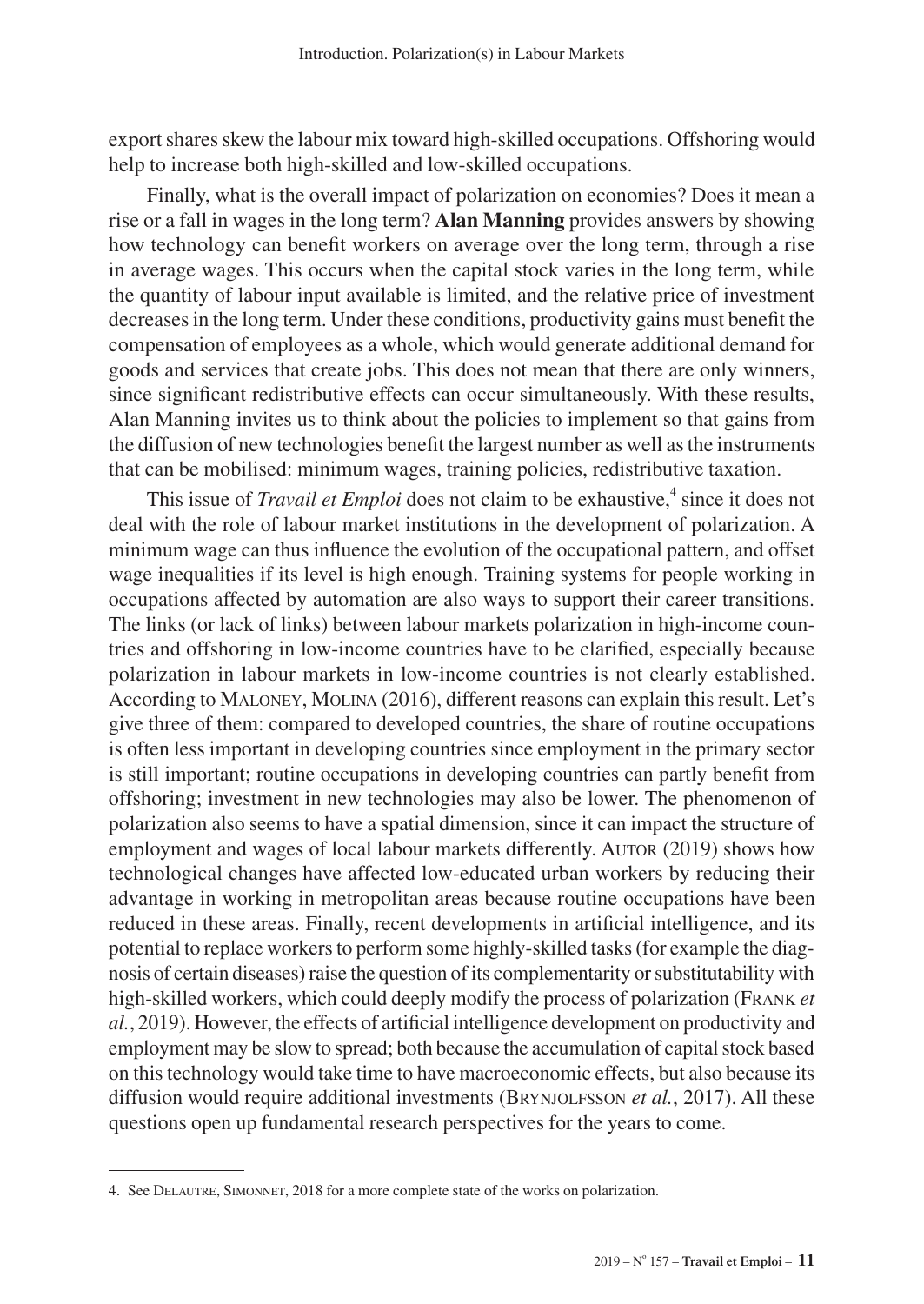export shares skew the labour mix toward high-skilled occupations. Offshoring would help to increase both high-skilled and low-skilled occupations.

Finally, what is the overall impact of polarization on economies? Does it mean a rise or a fall in wages in the long term? **Alan Manning** provides answers by showing how technology can benefit workers on average over the long term, through a rise in average wages. This occurs when the capital stock varies in the long term, while the quantity of labour input available is limited, and the relative price of investment decreases in the long term. Under these conditions, productivity gains must benefit the compensation of employees as a whole, which would generate additional demand for goods and services that create jobs. This does not mean that there are only winners, since significant redistributive effects can occur simultaneously. With these results, Alan Manning invites us to think about the policies to implement so that gains from the diffusion of new technologies benefit the largest number as well as the instruments that can be mobilised: minimum wages, training policies, redistributive taxation.

This issue of *Travail et Emploi* does not claim to be exhaustive,[4] since it does not deal with the role of labour market institutions in the development of polarization. A minimum wage can thus influence the evolution of the occupational pattern, and offset wage inequalities if its level is high enough. Training systems for people working in occupations affected by automation are also ways to support their career transitions. The links (or lack of links) between labour markets polarization in high-income countries and offshoring in low-income countries have to be clarified, especially because polarization in labour markets in low-income countries is not clearly established. According to Maloney, Molina (2016), different reasons can explain this result. Let's give three of them: compared to developed countries, the share of routine occupations is often less important in developing countries since employment in the primary sector is still important; routine occupations in developing countries can partly benefit from offshoring; investment in new technologies may also be lower. The phenomenon of polarization also seems to have a spatial dimension, since it can impact the structure of employment and wages of local labour markets differently. Autor (2019) shows how technological changes have affected low-educated urban workers by reducing their advantage in working in metropolitan areas because routine occupations have been reduced in these areas. Finally, recent developments in artificial intelligence, and its potential to replace workers to perform some highly-skilled tasks (for example the diagnosis of certain diseases) raise the question of its complementarity or substitutability with high-skilled workers, which could deeply modify the process of polarization (Frank *et al.*, 2019). However, the effects of artificial intelligence development on productivity and employment may be slow to spread; both because the accumulation of capital stock based on this technology would take time to have macroeconomic effects, but also because its diffusion would require additional investments (Brynjolfsson *et al.*, 2017). All these questions open up fundamental research perspectives for the years to come.

4. See Delautre, Simonnet, 2018 for a more complete state of the works on polarization.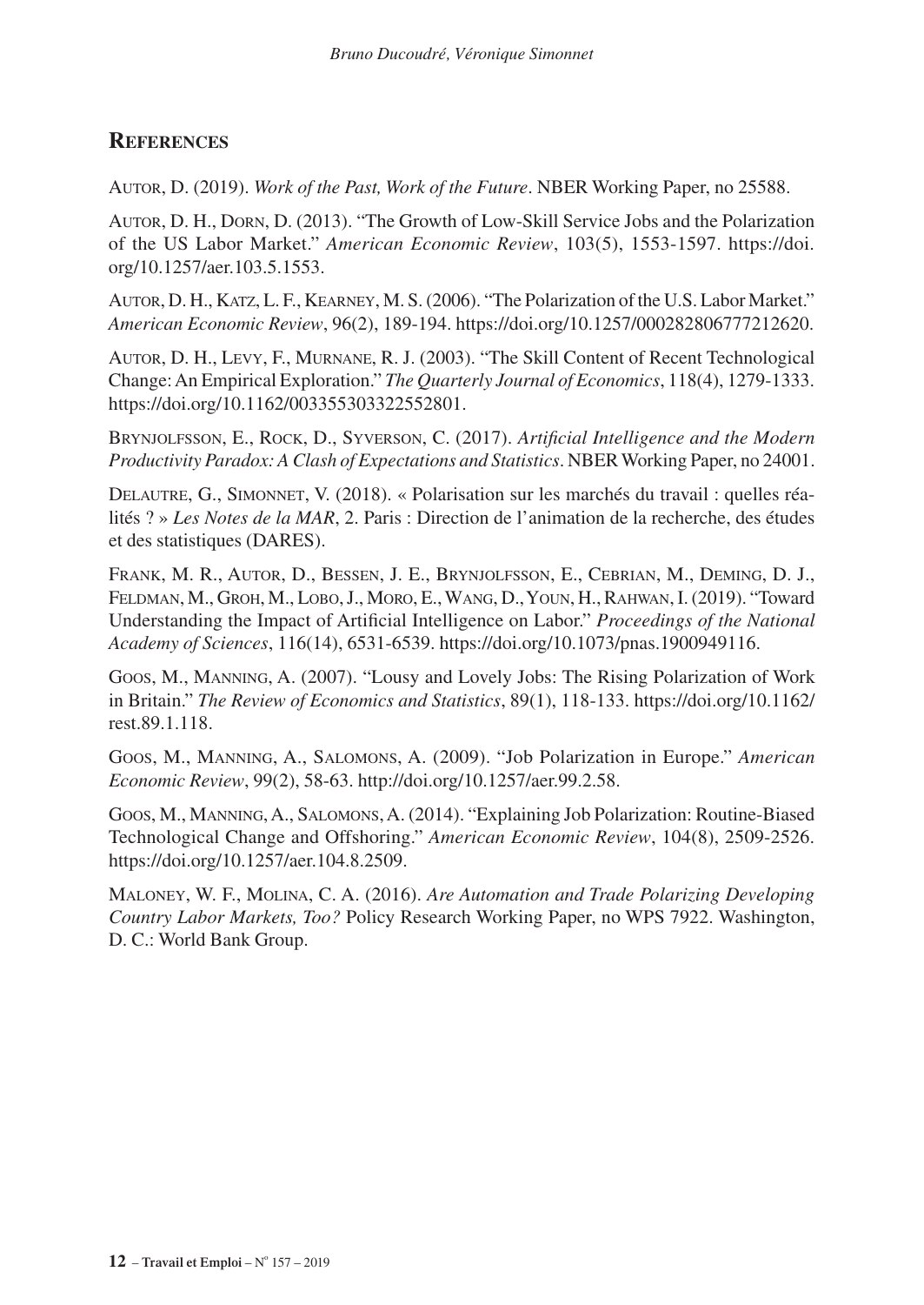## References

Autor, D. (2019). *Work of the Past, Work of the Future*. NBER Working Paper, no 25588.

Autor, D. H., Dorn, D. (2013). "The Growth of Low-Skill Service Jobs and the Polarization of the US Labor Market." *American Economic Review*, 103(5), 1553-1597. https://doi.org/10.1257/aer.103.5.1553.

Autor, D. H., Katz, L. F., Kearney, M. S. (2006). "The Polarization of the U.S. Labor Market." *American Economic Review*, 96(2), 189-194. https://doi.org/10.1257/000282806777212620.

Autor, D. H., Levy, F., Murnane, R. J. (2003). "The Skill Content of Recent Technological Change: An Empirical Exploration." *The Quarterly Journal of Economics*, 118(4), 1279-1333. https://doi.org/10.1162/003355303322552801.

Brynjolfsson, E., Rock, D., Syverson, C. (2017). *Artificial Intelligence and the Modern Productivity Paradox: A Clash of Expectations and Statistics*. NBER Working Paper, no 24001.

Delautre, G., Simonnet, V. (2018). « Polarisation sur les marchés du travail : quelles réalités ? » *Les Notes de la MAR*, 2. Paris : Direction de l'animation de la recherche, des études et des statistiques (DARES).

Frank, M. R., Autor, D., Bessen, J. E., Brynjolfsson, E., Cebrian, M., Deming, D. J., Feldman, M., Groh, M., Lobo, J., Moro, E., Wang, D., Youn, H., Rahwan, I. (2019). "Toward Understanding the Impact of Artificial Intelligence on Labor." *Proceedings of the National Academy of Sciences*, 116(14), 6531-6539. https://doi.org/10.1073/pnas.1900949116.

Goos, M., Manning, A. (2007). "Lousy and Lovely Jobs: The Rising Polarization of Work in Britain." *The Review of Economics and Statistics*, 89(1), 118-133. https://doi.org/10.1162/rest.89.1.118.

Goos, M., Manning, A., Salomons, A. (2009). "Job Polarization in Europe." *American Economic Review*, 99(2), 58-63. http://doi.org/10.1257/aer.99.2.58.

Goos, M., Manning, A., Salomons, A. (2014). "Explaining Job Polarization: Routine-Biased Technological Change and Offshoring." *American Economic Review*, 104(8), 2509-2526. https://doi.org/10.1257/aer.104.8.2509.

Maloney, W. F., Molina, C. A. (2016). *Are Automation and Trade Polarizing Developing Country Labor Markets, Too?* Policy Research Working Paper, no WPS 7922. Washington, D. C.: World Bank Group.